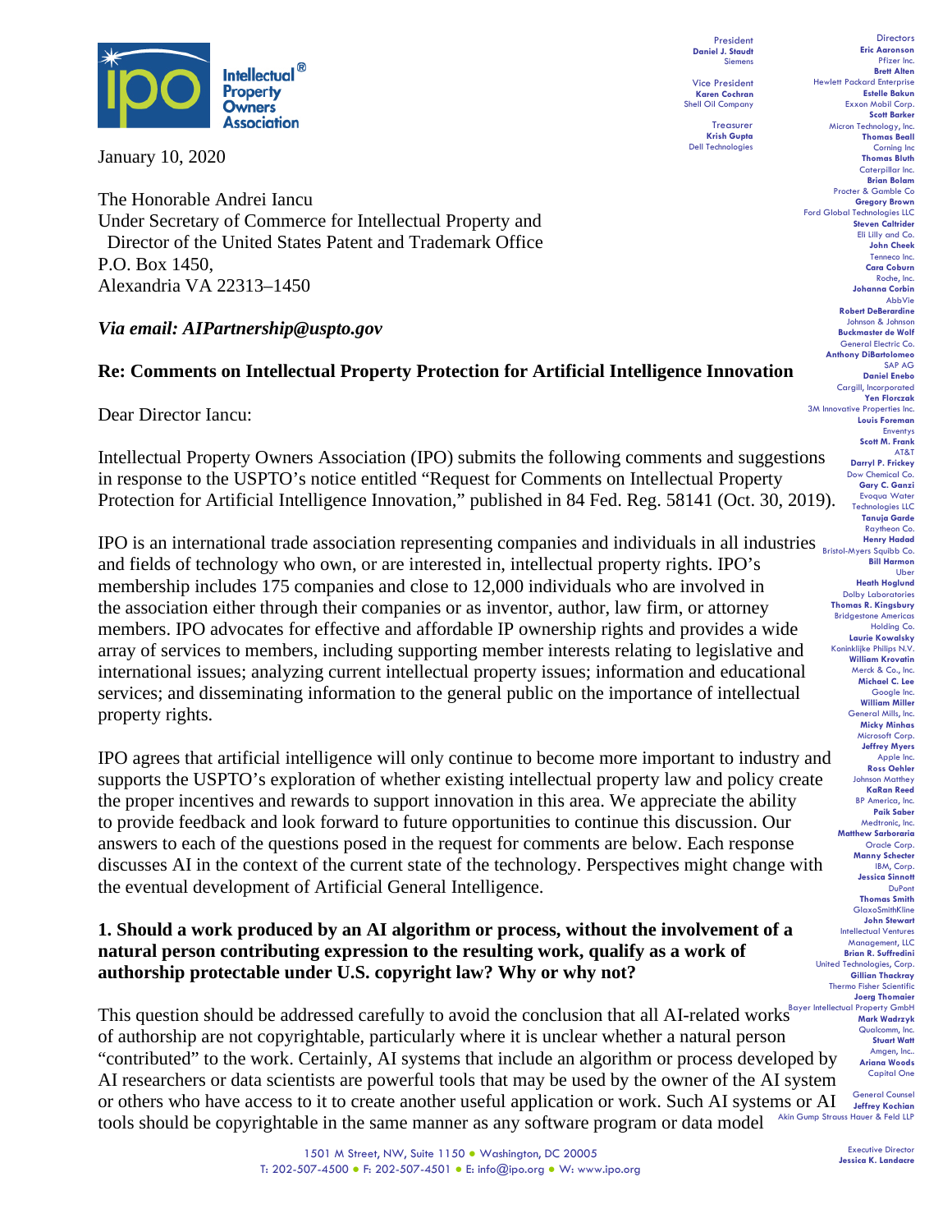Intellectual Property Owners Association

President
**Daniel J. Staudt**
Siemens

Vice President
**Karen Cochran**
Shell Oil Company

Treasurer
**Krish Gupta**
Dell Technologies

Directors
**Eric Aaronson**, Pfizer Inc.
**Brett Alten**, Hewlett Packard Enterprise
**Estelle Bakun**, Exxon Mobil Corp.
**Scott Barker**, Micron Technology, Inc.
**Thomas Beall**, Corning Inc
**Thomas Bluth**, Caterpillar Inc.
**Brian Bolam**, Procter & Gamble Co
**Gregory Brown**, Ford Global Technologies LLC
**Steven Caltrider**, Eli Lilly and Co.
**John Cheek**, Tenneco Inc.
**Cara Coburn**, Roche, Inc.
**Johanna Corbin**, AbbVie
**Robert DeBerardine**, Johnson & Johnson
**Buckmaster de Wolf**, General Electric Co.
**Anthony DiBartolomeo**, SAP AG
**Daniel Enebo**, Cargill, Incorporated
**Yen Florczak**, 3M Innovative Properties Inc.
**Louis Foreman**, Enventys
**Scott M. Frank**, AT&T
**Darryl P. Frickey**, Dow Chemical Co.
**Gary C. Ganzi**, Evoqua Water Technologies LLC
**Tanuja Garde**, Raytheon Co.
**Henry Hadad**, Bristol-Myers Squibb Co.
**Bill Harmon**, Uber
**Heath Hoglund**, Dolby Laboratories
**Thomas R. Kingsbury**, Bridgestone Americas Holding Co.
**Laurie Kowalsky**, Koninklijke Philips N.V.
**William Krovatin**, Merck & Co., Inc.
**Michael C. Lee**, Google Inc.
**William Miller**, General Mills, Inc.
**Micky Minhas**, Microsoft Corp.
**Jeffrey Myers**, Apple Inc.
**Ross Oehler**, Johnson Matthey
**KaRan Reed**, BP America, Inc.
**Paik Saber**, Medtronic, Inc.
**Matthew Sarboraria**, Oracle Corp.
**Manny Schecter**, IBM, Corp.
**Jessica Sinnott**, DuPont
**Thomas Smith**, GlaxoSmithKline
**John Stewart**, Intellectual Ventures Management, LLC
**Brian R. Suffredini**, United Technologies, Corp.
**Gillian Thackray**, Thermo Fisher Scientific
**Joerg Thomaier**, Bayer Intellectual Property GmbH
**Mark Wadrzyk**, Qualcomm, Inc.
**Stuart Watt**, Amgen, Inc..
**Ariana Woods**, Capital One

General Counsel
**Jeffrey Kochian**
Akin Gump Strauss Hauer & Feld LLP

Executive Director
**Jessica K. Landacre**

January 10, 2020

The Honorable Andrei Iancu
Under Secretary of Commerce for Intellectual Property and
Director of the United States Patent and Trademark Office
P.O. Box 1450,
Alexandria VA 22313–1450

*Via email: AIPartnership@uspto.gov*

**Re: Comments on Intellectual Property Protection for Artificial Intelligence Innovation**

Dear Director Iancu:

Intellectual Property Owners Association (IPO) submits the following comments and suggestions in response to the USPTO's notice entitled "Request for Comments on Intellectual Property Protection for Artificial Intelligence Innovation," published in 84 Fed. Reg. 58141 (Oct. 30, 2019).

IPO is an international trade association representing companies and individuals in all industries and fields of technology who own, or are interested in, intellectual property rights. IPO's membership includes 175 companies and close to 12,000 individuals who are involved in the association either through their companies or as inventor, author, law firm, or attorney members. IPO advocates for effective and affordable IP ownership rights and provides a wide array of services to members, including supporting member interests relating to legislative and international issues; analyzing current intellectual property issues; information and educational services; and disseminating information to the general public on the importance of intellectual property rights.

IPO agrees that artificial intelligence will only continue to become more important to industry and supports the USPTO's exploration of whether existing intellectual property law and policy create the proper incentives and rewards to support innovation in this area. We appreciate the ability to provide feedback and look forward to future opportunities to continue this discussion. Our answers to each of the questions posed in the request for comments are below. Each response discusses AI in the context of the current state of the technology. Perspectives might change with the eventual development of Artificial General Intelligence.

**1. Should a work produced by an AI algorithm or process, without the involvement of a natural person contributing expression to the resulting work, qualify as a work of authorship protectable under U.S. copyright law? Why or why not?**

This question should be addressed carefully to avoid the conclusion that all AI-related works of authorship are not copyrightable, particularly where it is unclear whether a natural person "contributed" to the work. Certainly, AI systems that include an algorithm or process developed by AI researchers or data scientists are powerful tools that may be used by the owner of the AI system or others who have access to it to create another useful application or work. Such AI systems or AI tools should be copyrightable in the same manner as any software program or data model

1501 M Street, NW, Suite 1150 • Washington, DC 20005
T: 202-507-4500 • F: 202-507-4501 • E: info@ipo.org • W: www.ipo.org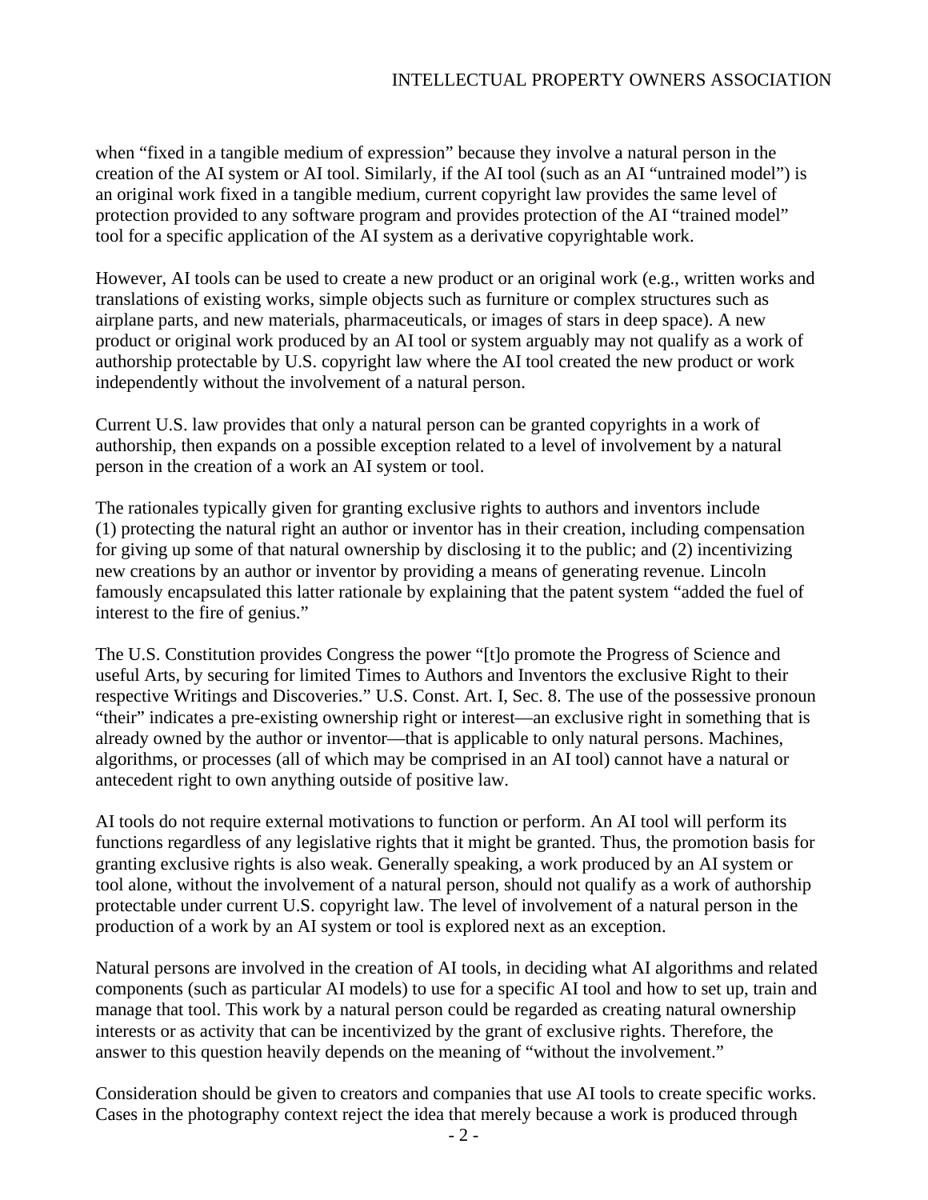when "fixed in a tangible medium of expression" because they involve a natural person in the creation of the AI system or AI tool. Similarly, if the AI tool (such as an AI "untrained model") is an original work fixed in a tangible medium, current copyright law provides the same level of protection provided to any software program and provides protection of the AI "trained model" tool for a specific application of the AI system as a derivative copyrightable work.

However, AI tools can be used to create a new product or an original work (e.g., written works and translations of existing works, simple objects such as furniture or complex structures such as airplane parts, and new materials, pharmaceuticals, or images of stars in deep space). A new product or original work produced by an AI tool or system arguably may not qualify as a work of authorship protectable by U.S. copyright law where the AI tool created the new product or work independently without the involvement of a natural person.

Current U.S. law provides that only a natural person can be granted copyrights in a work of authorship, then expands on a possible exception related to a level of involvement by a natural person in the creation of a work an AI system or tool.

The rationales typically given for granting exclusive rights to authors and inventors include (1) protecting the natural right an author or inventor has in their creation, including compensation for giving up some of that natural ownership by disclosing it to the public; and (2) incentivizing new creations by an author or inventor by providing a means of generating revenue. Lincoln famously encapsulated this latter rationale by explaining that the patent system "added the fuel of interest to the fire of genius."

The U.S. Constitution provides Congress the power "[t]o promote the Progress of Science and useful Arts, by securing for limited Times to Authors and Inventors the exclusive Right to their respective Writings and Discoveries." U.S. Const. Art. I, Sec. 8. The use of the possessive pronoun "their" indicates a pre-existing ownership right or interest—an exclusive right in something that is already owned by the author or inventor—that is applicable to only natural persons. Machines, algorithms, or processes (all of which may be comprised in an AI tool) cannot have a natural or antecedent right to own anything outside of positive law.

AI tools do not require external motivations to function or perform. An AI tool will perform its functions regardless of any legislative rights that it might be granted. Thus, the promotion basis for granting exclusive rights is also weak. Generally speaking, a work produced by an AI system or tool alone, without the involvement of a natural person, should not qualify as a work of authorship protectable under current U.S. copyright law. The level of involvement of a natural person in the production of a work by an AI system or tool is explored next as an exception.

Natural persons are involved in the creation of AI tools, in deciding what AI algorithms and related components (such as particular AI models) to use for a specific AI tool and how to set up, train and manage that tool. This work by a natural person could be regarded as creating natural ownership interests or as activity that can be incentivized by the grant of exclusive rights. Therefore, the answer to this question heavily depends on the meaning of "without the involvement."

Consideration should be given to creators and companies that use AI tools to create specific works. Cases in the photography context reject the idea that merely because a work is produced through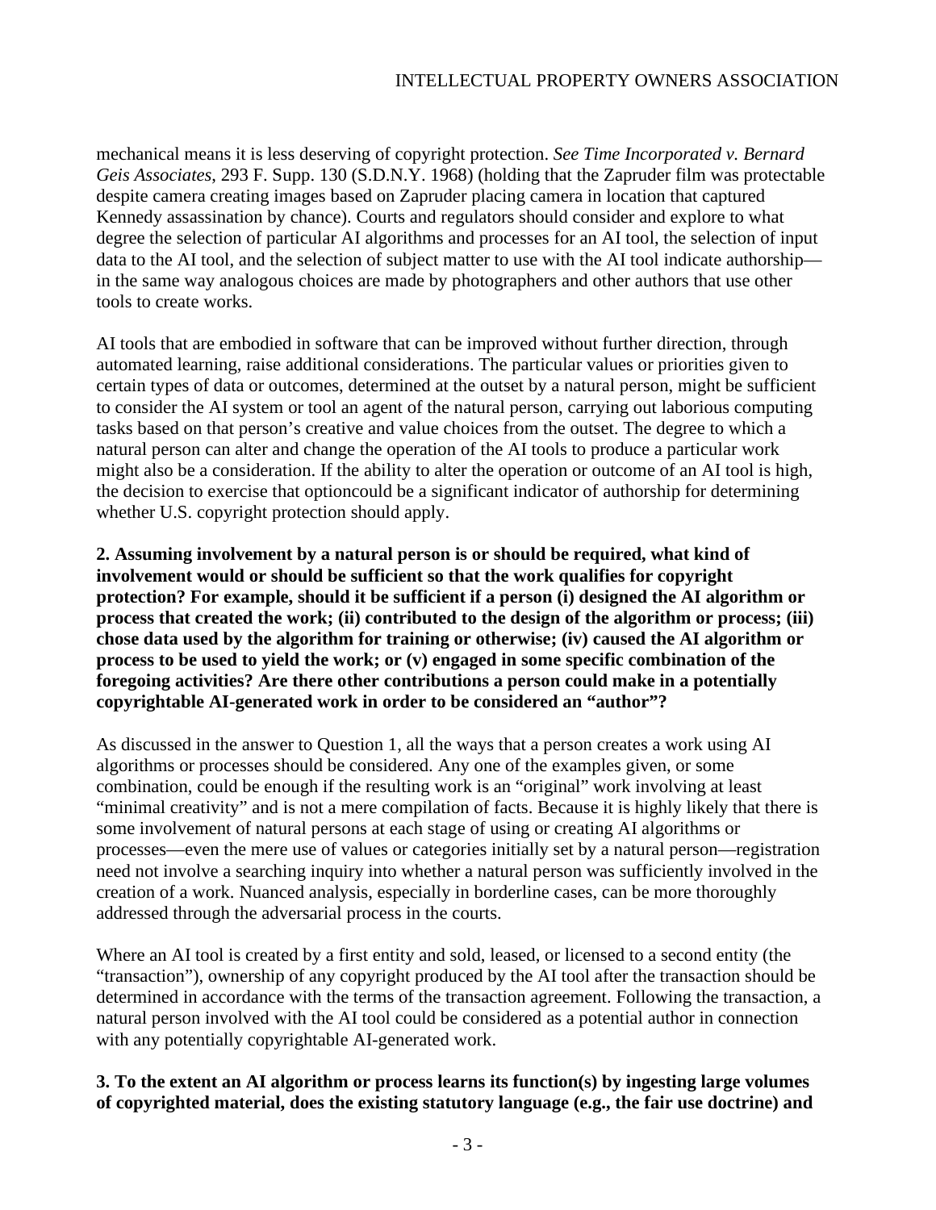mechanical means it is less deserving of copyright protection. *See Time Incorporated v. Bernard Geis Associates*, 293 F. Supp. 130 (S.D.N.Y. 1968) (holding that the Zapruder film was protectable despite camera creating images based on Zapruder placing camera in location that captured Kennedy assassination by chance). Courts and regulators should consider and explore to what degree the selection of particular AI algorithms and processes for an AI tool, the selection of input data to the AI tool, and the selection of subject matter to use with the AI tool indicate authorship—in the same way analogous choices are made by photographers and other authors that use other tools to create works.

AI tools that are embodied in software that can be improved without further direction, through automated learning, raise additional considerations. The particular values or priorities given to certain types of data or outcomes, determined at the outset by a natural person, might be sufficient to consider the AI system or tool an agent of the natural person, carrying out laborious computing tasks based on that person's creative and value choices from the outset. The degree to which a natural person can alter and change the operation of the AI tools to produce a particular work might also be a consideration. If the ability to alter the operation or outcome of an AI tool is high, the decision to exercise that optioncould be a significant indicator of authorship for determining whether U.S. copyright protection should apply.

**2. Assuming involvement by a natural person is or should be required, what kind of involvement would or should be sufficient so that the work qualifies for copyright protection? For example, should it be sufficient if a person (i) designed the AI algorithm or process that created the work; (ii) contributed to the design of the algorithm or process; (iii) chose data used by the algorithm for training or otherwise; (iv) caused the AI algorithm or process to be used to yield the work; or (v) engaged in some specific combination of the foregoing activities? Are there other contributions a person could make in a potentially copyrightable AI-generated work in order to be considered an "author"?**

As discussed in the answer to Question 1, all the ways that a person creates a work using AI algorithms or processes should be considered. Any one of the examples given, or some combination, could be enough if the resulting work is an "original" work involving at least "minimal creativity" and is not a mere compilation of facts. Because it is highly likely that there is some involvement of natural persons at each stage of using or creating AI algorithms or processes—even the mere use of values or categories initially set by a natural person—registration need not involve a searching inquiry into whether a natural person was sufficiently involved in the creation of a work. Nuanced analysis, especially in borderline cases, can be more thoroughly addressed through the adversarial process in the courts.

Where an AI tool is created by a first entity and sold, leased, or licensed to a second entity (the "transaction"), ownership of any copyright produced by the AI tool after the transaction should be determined in accordance with the terms of the transaction agreement. Following the transaction, a natural person involved with the AI tool could be considered as a potential author in connection with any potentially copyrightable AI-generated work.

**3. To the extent an AI algorithm or process learns its function(s) by ingesting large volumes of copyrighted material, does the existing statutory language (e.g., the fair use doctrine) and**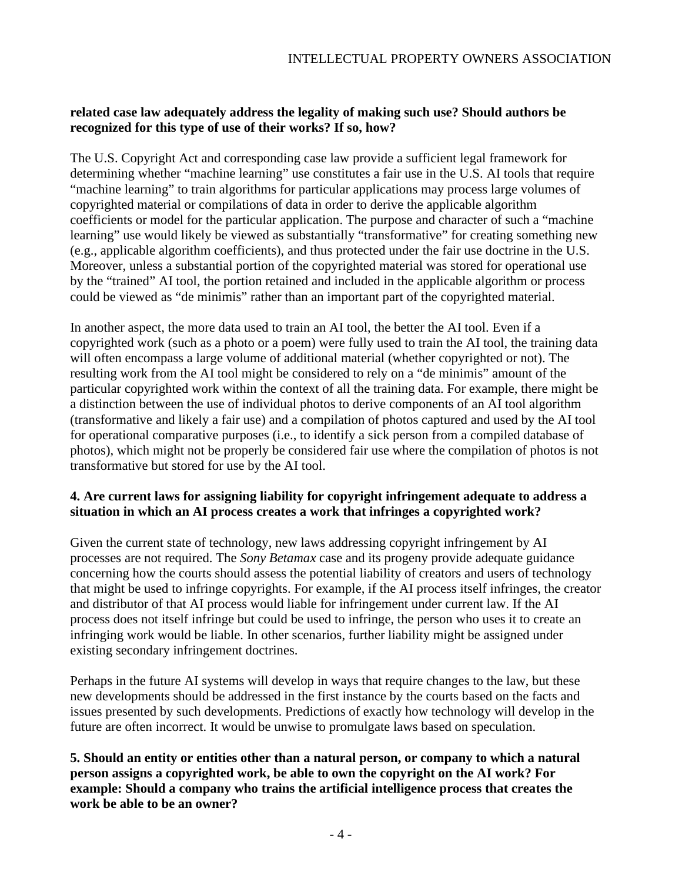**related case law adequately address the legality of making such use? Should authors be recognized for this type of use of their works? If so, how?**

The U.S. Copyright Act and corresponding case law provide a sufficient legal framework for determining whether "machine learning" use constitutes a fair use in the U.S. AI tools that require "machine learning" to train algorithms for particular applications may process large volumes of copyrighted material or compilations of data in order to derive the applicable algorithm coefficients or model for the particular application. The purpose and character of such a "machine learning" use would likely be viewed as substantially "transformative" for creating something new (e.g., applicable algorithm coefficients), and thus protected under the fair use doctrine in the U.S. Moreover, unless a substantial portion of the copyrighted material was stored for operational use by the "trained" AI tool, the portion retained and included in the applicable algorithm or process could be viewed as "de minimis" rather than an important part of the copyrighted material.

In another aspect, the more data used to train an AI tool, the better the AI tool. Even if a copyrighted work (such as a photo or a poem) were fully used to train the AI tool, the training data will often encompass a large volume of additional material (whether copyrighted or not). The resulting work from the AI tool might be considered to rely on a "de minimis" amount of the particular copyrighted work within the context of all the training data. For example, there might be a distinction between the use of individual photos to derive components of an AI tool algorithm (transformative and likely a fair use) and a compilation of photos captured and used by the AI tool for operational comparative purposes (i.e., to identify a sick person from a compiled database of photos), which might not be properly be considered fair use where the compilation of photos is not transformative but stored for use by the AI tool.

**4. Are current laws for assigning liability for copyright infringement adequate to address a situation in which an AI process creates a work that infringes a copyrighted work?**

Given the current state of technology, new laws addressing copyright infringement by AI processes are not required. The *Sony Betamax* case and its progeny provide adequate guidance concerning how the courts should assess the potential liability of creators and users of technology that might be used to infringe copyrights. For example, if the AI process itself infringes, the creator and distributor of that AI process would liable for infringement under current law. If the AI process does not itself infringe but could be used to infringe, the person who uses it to create an infringing work would be liable. In other scenarios, further liability might be assigned under existing secondary infringement doctrines.

Perhaps in the future AI systems will develop in ways that require changes to the law, but these new developments should be addressed in the first instance by the courts based on the facts and issues presented by such developments. Predictions of exactly how technology will develop in the future are often incorrect. It would be unwise to promulgate laws based on speculation.

**5. Should an entity or entities other than a natural person, or company to which a natural person assigns a copyrighted work, be able to own the copyright on the AI work? For example: Should a company who trains the artificial intelligence process that creates the work be able to be an owner?**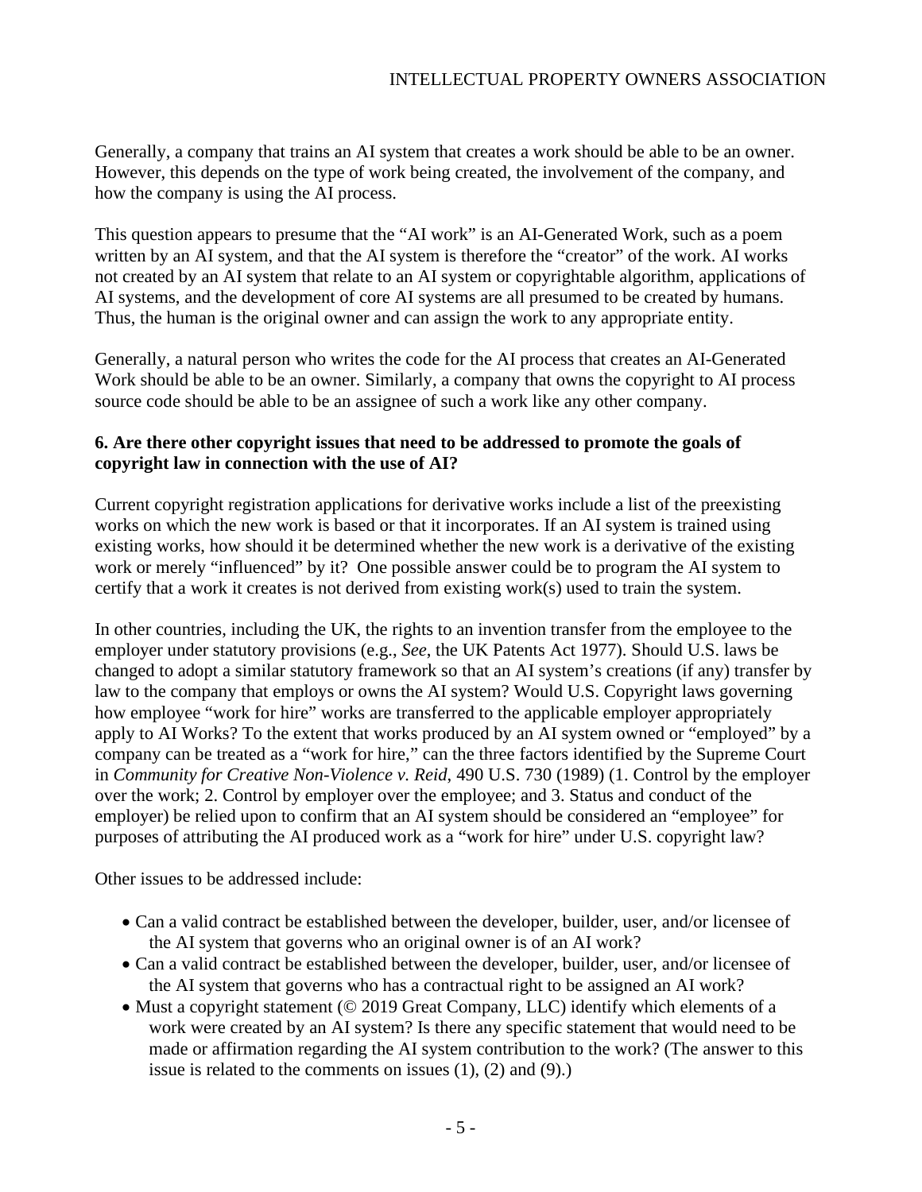Generally, a company that trains an AI system that creates a work should be able to be an owner. However, this depends on the type of work being created, the involvement of the company, and how the company is using the AI process.

This question appears to presume that the "AI work" is an AI-Generated Work, such as a poem written by an AI system, and that the AI system is therefore the "creator" of the work. AI works not created by an AI system that relate to an AI system or copyrightable algorithm, applications of AI systems, and the development of core AI systems are all presumed to be created by humans. Thus, the human is the original owner and can assign the work to any appropriate entity.

Generally, a natural person who writes the code for the AI process that creates an AI-Generated Work should be able to be an owner. Similarly, a company that owns the copyright to AI process source code should be able to be an assignee of such a work like any other company.

**6. Are there other copyright issues that need to be addressed to promote the goals of copyright law in connection with the use of AI?**

Current copyright registration applications for derivative works include a list of the preexisting works on which the new work is based or that it incorporates. If an AI system is trained using existing works, how should it be determined whether the new work is a derivative of the existing work or merely "influenced" by it? One possible answer could be to program the AI system to certify that a work it creates is not derived from existing work(s) used to train the system.

In other countries, including the UK, the rights to an invention transfer from the employee to the employer under statutory provisions (e.g., *See*, the UK Patents Act 1977). Should U.S. laws be changed to adopt a similar statutory framework so that an AI system's creations (if any) transfer by law to the company that employs or owns the AI system? Would U.S. Copyright laws governing how employee "work for hire" works are transferred to the applicable employer appropriately apply to AI Works? To the extent that works produced by an AI system owned or "employed" by a company can be treated as a "work for hire," can the three factors identified by the Supreme Court in *Community for Creative Non-Violence v. Reid*, 490 U.S. 730 (1989) (1. Control by the employer over the work; 2. Control by employer over the employee; and 3. Status and conduct of the employer) be relied upon to confirm that an AI system should be considered an "employee" for purposes of attributing the AI produced work as a "work for hire" under U.S. copyright law?

Other issues to be addressed include:

- Can a valid contract be established between the developer, builder, user, and/or licensee of the AI system that governs who an original owner is of an AI work?
- Can a valid contract be established between the developer, builder, user, and/or licensee of the AI system that governs who has a contractual right to be assigned an AI work?
- Must a copyright statement (© 2019 Great Company, LLC) identify which elements of a work were created by an AI system? Is there any specific statement that would need to be made or affirmation regarding the AI system contribution to the work? (The answer to this issue is related to the comments on issues (1), (2) and (9).)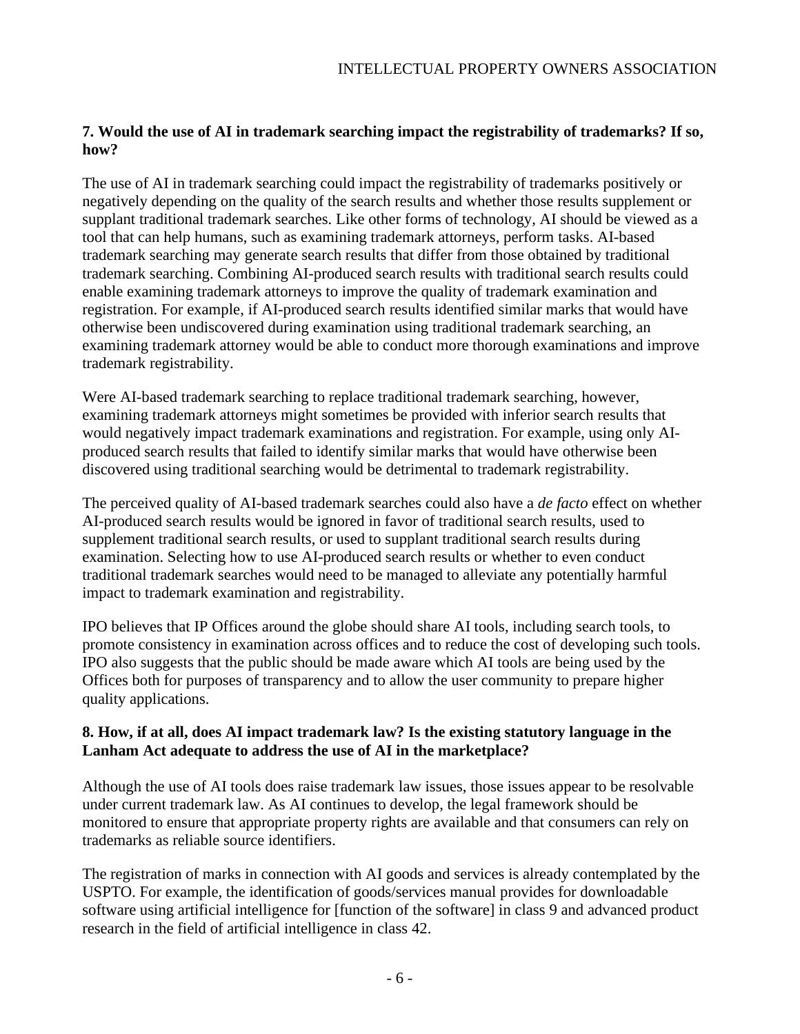**7. Would the use of AI in trademark searching impact the registrability of trademarks? If so, how?**

The use of AI in trademark searching could impact the registrability of trademarks positively or negatively depending on the quality of the search results and whether those results supplement or supplant traditional trademark searches. Like other forms of technology, AI should be viewed as a tool that can help humans, such as examining trademark attorneys, perform tasks. AI-based trademark searching may generate search results that differ from those obtained by traditional trademark searching. Combining AI-produced search results with traditional search results could enable examining trademark attorneys to improve the quality of trademark examination and registration. For example, if AI-produced search results identified similar marks that would have otherwise been undiscovered during examination using traditional trademark searching, an examining trademark attorney would be able to conduct more thorough examinations and improve trademark registrability.

Were AI-based trademark searching to replace traditional trademark searching, however, examining trademark attorneys might sometimes be provided with inferior search results that would negatively impact trademark examinations and registration. For example, using only AI-produced search results that failed to identify similar marks that would have otherwise been discovered using traditional searching would be detrimental to trademark registrability.

The perceived quality of AI-based trademark searches could also have a *de facto* effect on whether AI-produced search results would be ignored in favor of traditional search results, used to supplement traditional search results, or used to supplant traditional search results during examination. Selecting how to use AI-produced search results or whether to even conduct traditional trademark searches would need to be managed to alleviate any potentially harmful impact to trademark examination and registrability.

IPO believes that IP Offices around the globe should share AI tools, including search tools, to promote consistency in examination across offices and to reduce the cost of developing such tools. IPO also suggests that the public should be made aware which AI tools are being used by the Offices both for purposes of transparency and to allow the user community to prepare higher quality applications.

**8. How, if at all, does AI impact trademark law? Is the existing statutory language in the Lanham Act adequate to address the use of AI in the marketplace?**

Although the use of AI tools does raise trademark law issues, those issues appear to be resolvable under current trademark law. As AI continues to develop, the legal framework should be monitored to ensure that appropriate property rights are available and that consumers can rely on trademarks as reliable source identifiers.

The registration of marks in connection with AI goods and services is already contemplated by the USPTO. For example, the identification of goods/services manual provides for downloadable software using artificial intelligence for [function of the software] in class 9 and advanced product research in the field of artificial intelligence in class 42.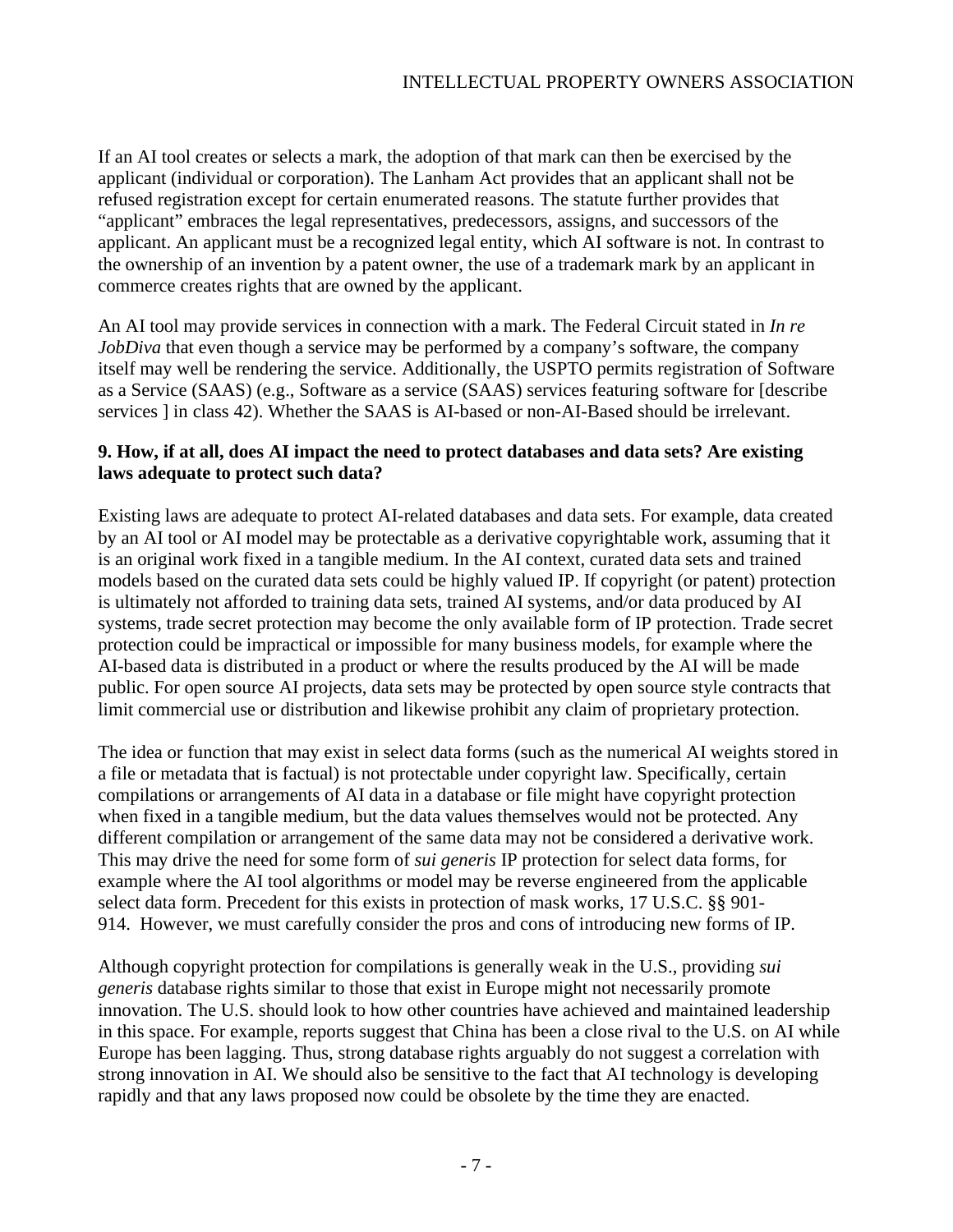If an AI tool creates or selects a mark, the adoption of that mark can then be exercised by the applicant (individual or corporation). The Lanham Act provides that an applicant shall not be refused registration except for certain enumerated reasons. The statute further provides that "applicant" embraces the legal representatives, predecessors, assigns, and successors of the applicant. An applicant must be a recognized legal entity, which AI software is not. In contrast to the ownership of an invention by a patent owner, the use of a trademark mark by an applicant in commerce creates rights that are owned by the applicant.

An AI tool may provide services in connection with a mark. The Federal Circuit stated in *In re JobDiva* that even though a service may be performed by a company's software, the company itself may well be rendering the service. Additionally, the USPTO permits registration of Software as a Service (SAAS) (e.g., Software as a service (SAAS) services featuring software for [describe services ] in class 42). Whether the SAAS is AI-based or non-AI-Based should be irrelevant.

**9. How, if at all, does AI impact the need to protect databases and data sets? Are existing laws adequate to protect such data?**

Existing laws are adequate to protect AI-related databases and data sets. For example, data created by an AI tool or AI model may be protectable as a derivative copyrightable work, assuming that it is an original work fixed in a tangible medium. In the AI context, curated data sets and trained models based on the curated data sets could be highly valued IP. If copyright (or patent) protection is ultimately not afforded to training data sets, trained AI systems, and/or data produced by AI systems, trade secret protection may become the only available form of IP protection. Trade secret protection could be impractical or impossible for many business models, for example where the AI-based data is distributed in a product or where the results produced by the AI will be made public. For open source AI projects, data sets may be protected by open source style contracts that limit commercial use or distribution and likewise prohibit any claim of proprietary protection.

The idea or function that may exist in select data forms (such as the numerical AI weights stored in a file or metadata that is factual) is not protectable under copyright law. Specifically, certain compilations or arrangements of AI data in a database or file might have copyright protection when fixed in a tangible medium, but the data values themselves would not be protected. Any different compilation or arrangement of the same data may not be considered a derivative work. This may drive the need for some form of *sui generis* IP protection for select data forms, for example where the AI tool algorithms or model may be reverse engineered from the applicable select data form. Precedent for this exists in protection of mask works, 17 U.S.C. §§ 901-914. However, we must carefully consider the pros and cons of introducing new forms of IP.

Although copyright protection for compilations is generally weak in the U.S., providing *sui generis* database rights similar to those that exist in Europe might not necessarily promote innovation. The U.S. should look to how other countries have achieved and maintained leadership in this space. For example, reports suggest that China has been a close rival to the U.S. on AI while Europe has been lagging. Thus, strong database rights arguably do not suggest a correlation with strong innovation in AI. We should also be sensitive to the fact that AI technology is developing rapidly and that any laws proposed now could be obsolete by the time they are enacted.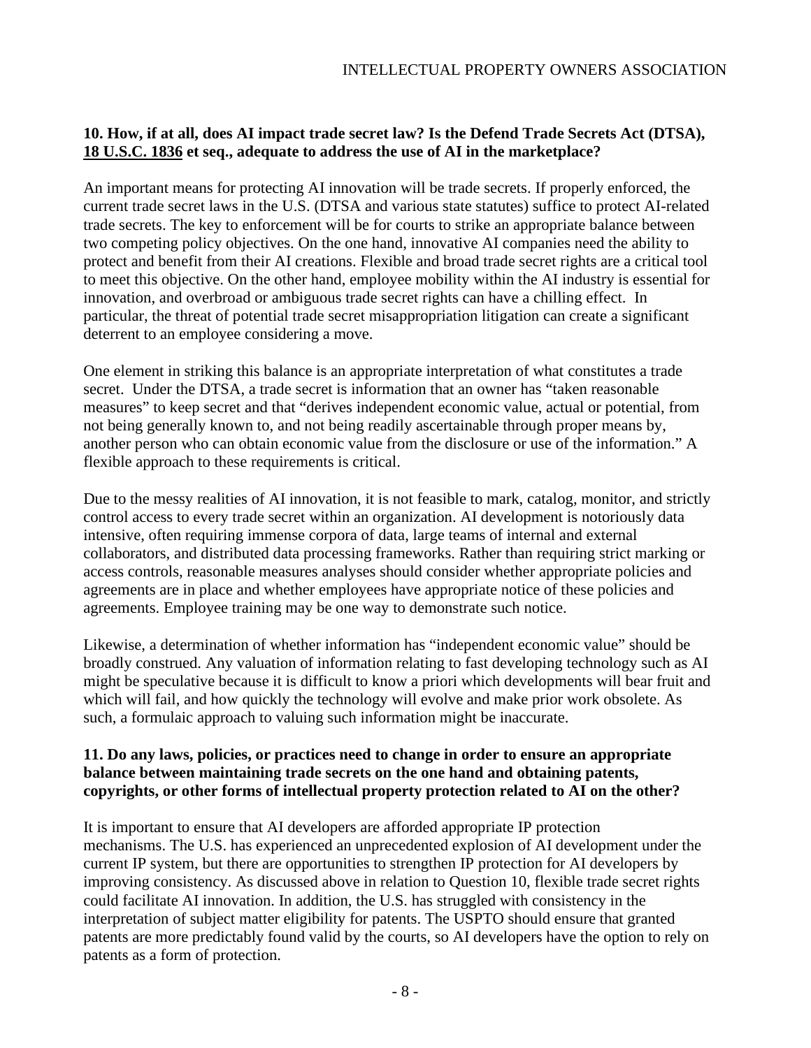**10. How, if at all, does AI impact trade secret law? Is the Defend Trade Secrets Act (DTSA), 18 U.S.C. 1836 et seq., adequate to address the use of AI in the marketplace?**

An important means for protecting AI innovation will be trade secrets. If properly enforced, the current trade secret laws in the U.S. (DTSA and various state statutes) suffice to protect AI-related trade secrets. The key to enforcement will be for courts to strike an appropriate balance between two competing policy objectives. On the one hand, innovative AI companies need the ability to protect and benefit from their AI creations. Flexible and broad trade secret rights are a critical tool to meet this objective. On the other hand, employee mobility within the AI industry is essential for innovation, and overbroad or ambiguous trade secret rights can have a chilling effect. In particular, the threat of potential trade secret misappropriation litigation can create a significant deterrent to an employee considering a move.

One element in striking this balance is an appropriate interpretation of what constitutes a trade secret. Under the DTSA, a trade secret is information that an owner has "taken reasonable measures" to keep secret and that "derives independent economic value, actual or potential, from not being generally known to, and not being readily ascertainable through proper means by, another person who can obtain economic value from the disclosure or use of the information." A flexible approach to these requirements is critical.

Due to the messy realities of AI innovation, it is not feasible to mark, catalog, monitor, and strictly control access to every trade secret within an organization. AI development is notoriously data intensive, often requiring immense corpora of data, large teams of internal and external collaborators, and distributed data processing frameworks. Rather than requiring strict marking or access controls, reasonable measures analyses should consider whether appropriate policies and agreements are in place and whether employees have appropriate notice of these policies and agreements. Employee training may be one way to demonstrate such notice.

Likewise, a determination of whether information has "independent economic value" should be broadly construed. Any valuation of information relating to fast developing technology such as AI might be speculative because it is difficult to know a priori which developments will bear fruit and which will fail, and how quickly the technology will evolve and make prior work obsolete. As such, a formulaic approach to valuing such information might be inaccurate.

**11. Do any laws, policies, or practices need to change in order to ensure an appropriate balance between maintaining trade secrets on the one hand and obtaining patents, copyrights, or other forms of intellectual property protection related to AI on the other?**

It is important to ensure that AI developers are afforded appropriate IP protection mechanisms. The U.S. has experienced an unprecedented explosion of AI development under the current IP system, but there are opportunities to strengthen IP protection for AI developers by improving consistency. As discussed above in relation to Question 10, flexible trade secret rights could facilitate AI innovation. In addition, the U.S. has struggled with consistency in the interpretation of subject matter eligibility for patents. The USPTO should ensure that granted patents are more predictably found valid by the courts, so AI developers have the option to rely on patents as a form of protection.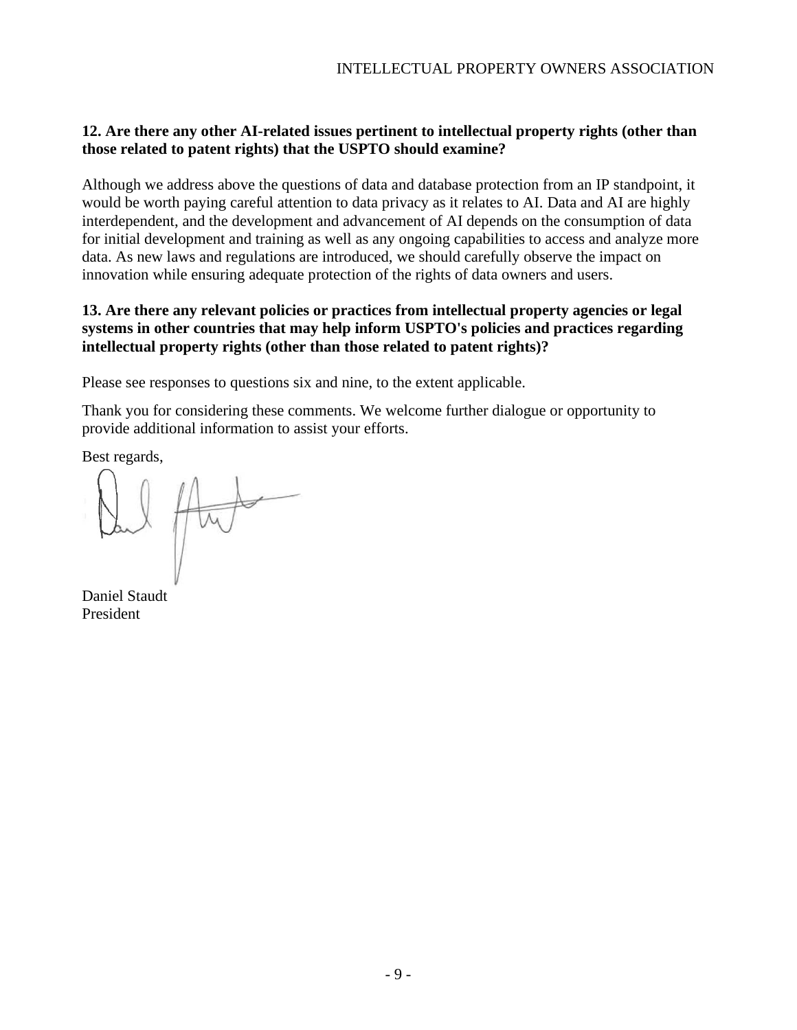**12. Are there any other AI-related issues pertinent to intellectual property rights (other than those related to patent rights) that the USPTO should examine?**

Although we address above the questions of data and database protection from an IP standpoint, it would be worth paying careful attention to data privacy as it relates to AI. Data and AI are highly interdependent, and the development and advancement of AI depends on the consumption of data for initial development and training as well as any ongoing capabilities to access and analyze more data. As new laws and regulations are introduced, we should carefully observe the impact on innovation while ensuring adequate protection of the rights of data owners and users.

**13. Are there any relevant policies or practices from intellectual property agencies or legal systems in other countries that may help inform USPTO's policies and practices regarding intellectual property rights (other than those related to patent rights)?**

Please see responses to questions six and nine, to the extent applicable.

Thank you for considering these comments. We welcome further dialogue or opportunity to provide additional information to assist your efforts.

Best regards,

Daniel Staudt
President